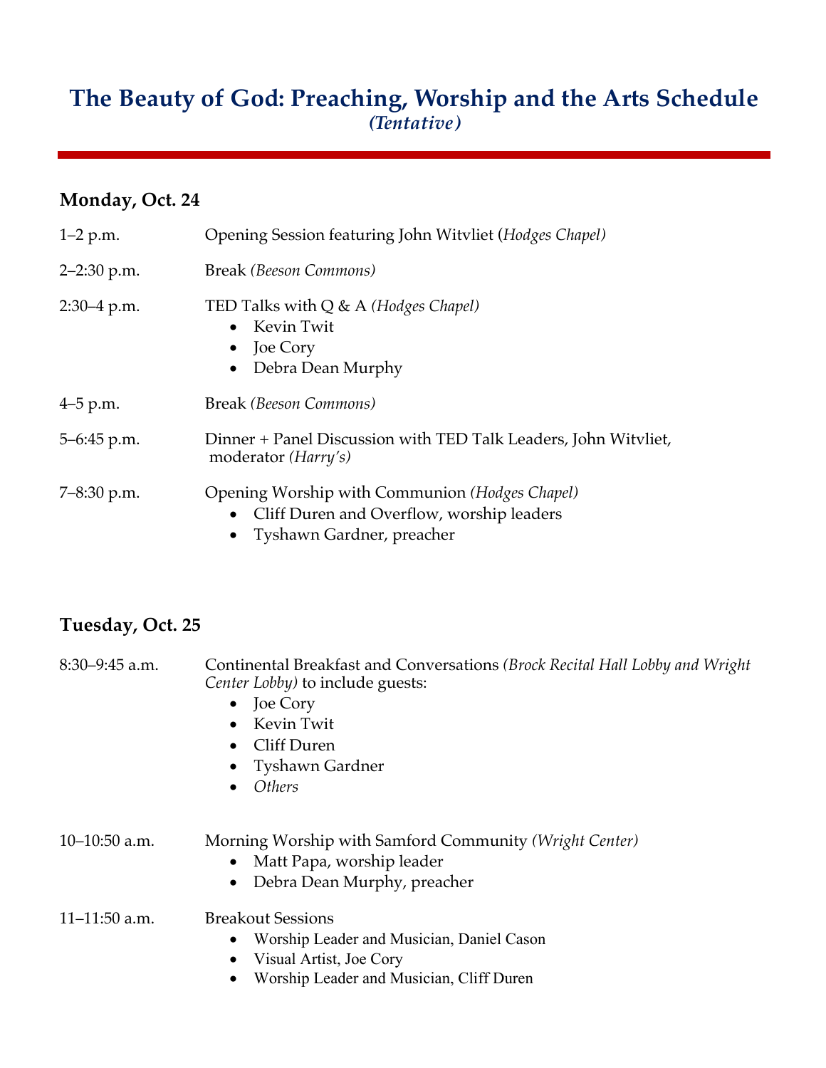# The Beauty of God: Preaching, Worship and the Arts Schedule

*(Tentative)*

## Monday, Oct. 24

1–2 p.m. Opening Session featuring John Witvliet (*Hodges Chapel*)

2–2:30 p.m. Break *(Beeson Commons)*

2:30–4 p.m. TED Talks with Q & A *(Hodges Chapel)*

- Kevin Twit
- Joe Cory
- Debra Dean Murphy

4–5 p.m. Break *(Beeson Commons)*

5–6:45 p.m. Dinner + Panel Discussion with TED Talk Leaders, John Witvliet, moderator *(Harry's)*

7–8:30 p.m. Opening Worship with Communion *(Hodges Chapel)*

- Cliff Duren and Overflow, worship leaders
- Tyshawn Gardner, preacher

## Tuesday, Oct. 25

8:30–9:45 a.m. Continental Breakfast and Conversations *(Brock Recital Hall Lobby and Wright Center Lobby)* to include guests:

- Joe Cory
- Kevin Twit
- Cliff Duren
- Tyshawn Gardner
- *Others*

10–10:50 a.m. Morning Worship with Samford Community *(Wright Center)*

- Matt Papa, worship leader
- Debra Dean Murphy, preacher

11–11:50 a.m. Breakout Sessions

- Worship Leader and Musician, Daniel Cason
- Visual Artist, Joe Cory
- Worship Leader and Musician, Cliff Duren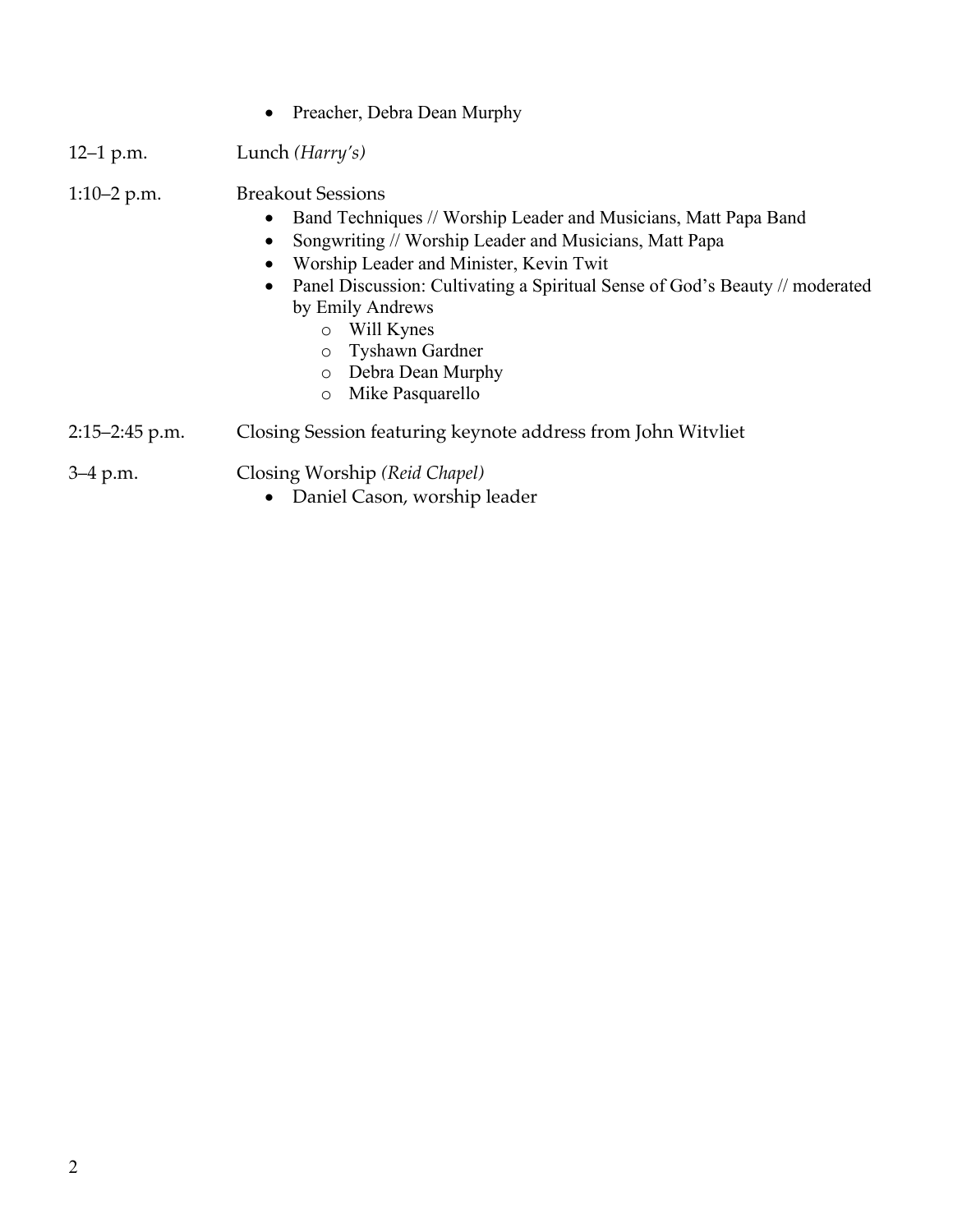- Preacher, Debra Dean Murphy

12–1 p.m. Lunch *(Harry's)*

1:10–2 p.m. Breakout Sessions

- Band Techniques // Worship Leader and Musicians, Matt Papa Band
- Songwriting // Worship Leader and Musicians, Matt Papa
- Worship Leader and Minister, Kevin Twit
- Panel Discussion: Cultivating a Spiritual Sense of God's Beauty // moderated by Emily Andrews
    - Will Kynes
    - Tyshawn Gardner
    - Debra Dean Murphy
    - Mike Pasquarello

2:15–2:45 p.m. Closing Session featuring keynote address from John Witvliet

3–4 p.m. Closing Worship *(Reid Chapel)*

- Daniel Cason, worship leader